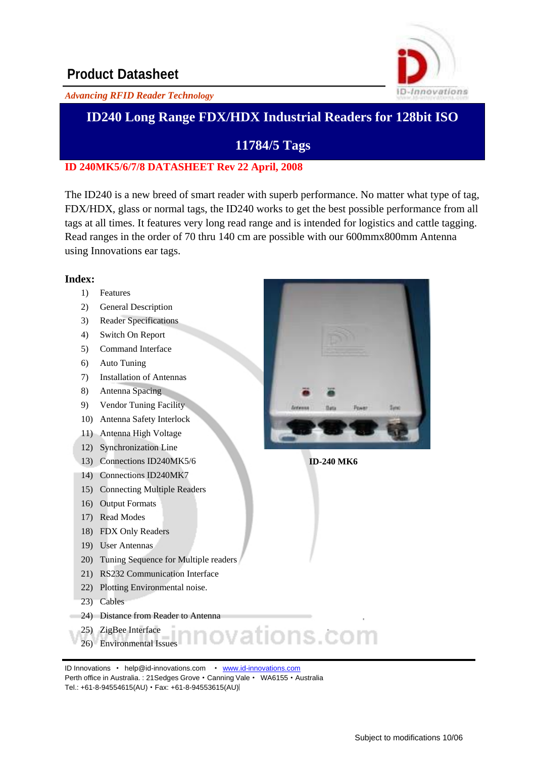# Product Datasheet

*Advancing RFID Reader Technology*

## ID240 Long Range FDX/HDX Industrial Readers for 128bit ISO 11784/5 Tags

**ID 240MK5/6/7/8 DATASHEET Rev 22 April, 2008**

The ID240 is a new breed of smart reader with superb performance. No matter what type of tag, FDX/HDX, glass or normal tags, the ID240 works to get the best possible performance from all tags at all times. It features very long read range and is intended for logistics and cattle tagging. Read ranges in the order of 70 thru 140 cm are possible with our 600mmx800mm Antenna using Innovations ear tags.

**Index:**

1) Features
2) General Description
3) Reader Specifications
4) Switch On Report
5) Command Interface
6) Auto Tuning
7) Installation of Antennas
8) Antenna Spacing
9) Vendor Tuning Facility
10) Antenna Safety Interlock
11) Antenna High Voltage
12) Synchronization Line
13) Connections ID240MK5/6
14) Connections ID240MK7
15) Connecting Multiple Readers
16) Output Formats
17) Read Modes
18) FDX Only Readers
19) User Antennas
20) Tuning Sequence for Multiple readers
21) RS232 Communication Interface
22) Plotting Environmental noise.
23) Cables
24) Distance from Reader to Antenna
25) ZigBee Interface
26) Environmental Issues

**ID-240 MK6**

ID Innovations • help@id-innovations.com • www.id-innovations.com
Perth office in Australia. : 21Sedges Grove • Canning Vale • WA6155 • Australia
Tel.: +61-8-94554615(AU) • Fax: +61-8-94553615(AU)

Subject to modifications 10/06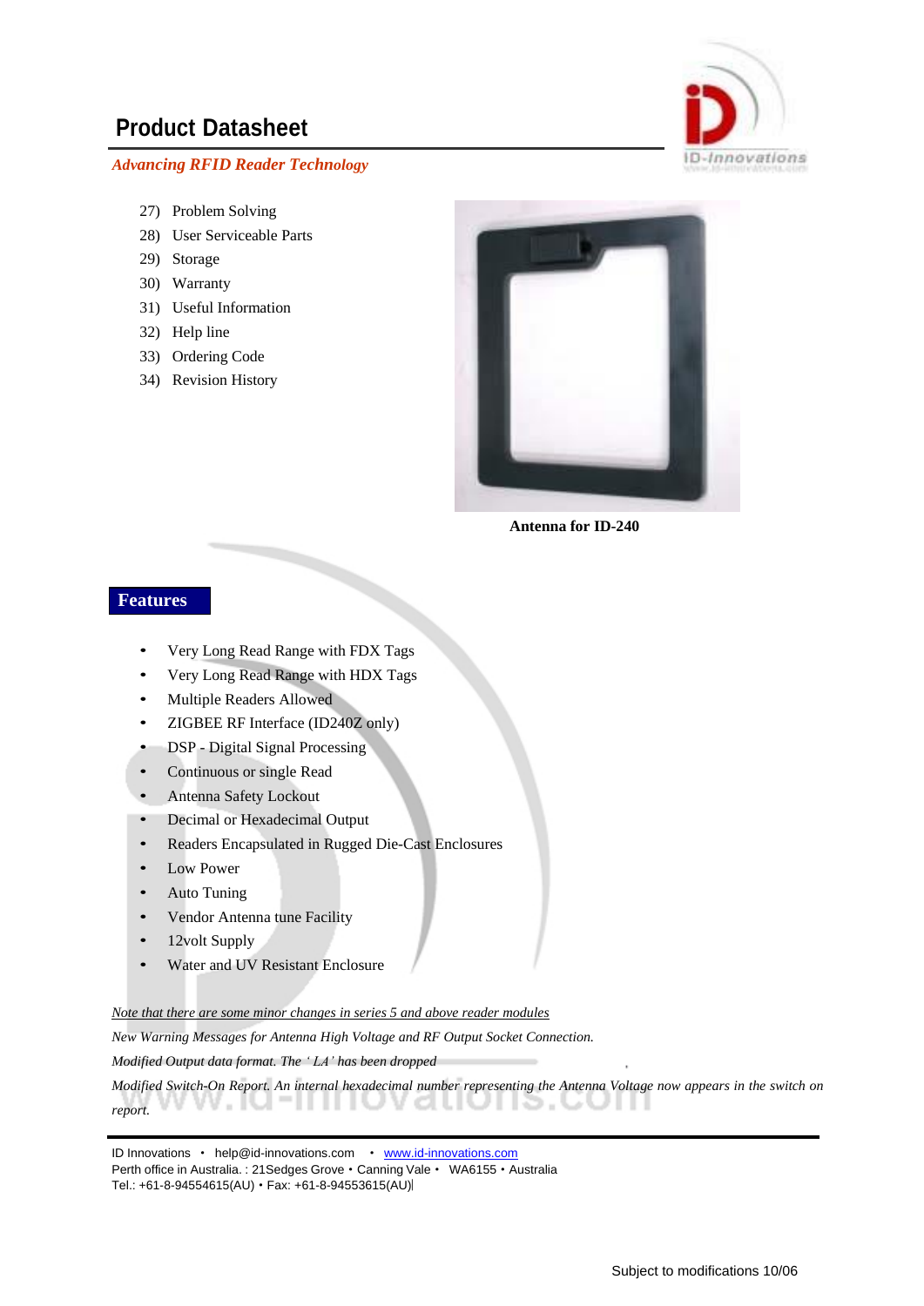# Product Datasheet

*Advancing RFID Reader Technology*

27) Problem Solving
28) User Serviceable Parts
29) Storage
30) Warranty
31) Useful Information
32) Help line
33) Ordering Code
34) Revision History

**Antenna for ID-240**

## Features

- Very Long Read Range with FDX Tags
- Very Long Read Range with HDX Tags
- Multiple Readers Allowed
- ZIGBEE RF Interface (ID240Z only)
- DSP - Digital Signal Processing
- Continuous or single Read
- Antenna Safety Lockout
- Decimal or Hexadecimal Output
- Readers Encapsulated in Rugged Die-Cast Enclosures
- Low Power
- Auto Tuning
- Vendor Antenna tune Facility
- 12volt Supply
- Water and UV Resistant Enclosure

*Note that there are some minor changes in series 5 and above reader modules*

*New Warning Messages for Antenna High Voltage and RF Output Socket Connection.*

*Modified Output data format. The ' LA' has been dropped*

*Modified Switch-On Report. An internal hexadecimal number representing the Antenna Voltage now appears in the switch on report.*

ID Innovations • help@id-innovations.com • www.id-innovations.com
Perth office in Australia. : 21Sedges Grove • Canning Vale • WA6155 • Australia
Tel.: +61-8-94554615(AU) • Fax: +61-8-94553615(AU)

Subject to modifications 10/06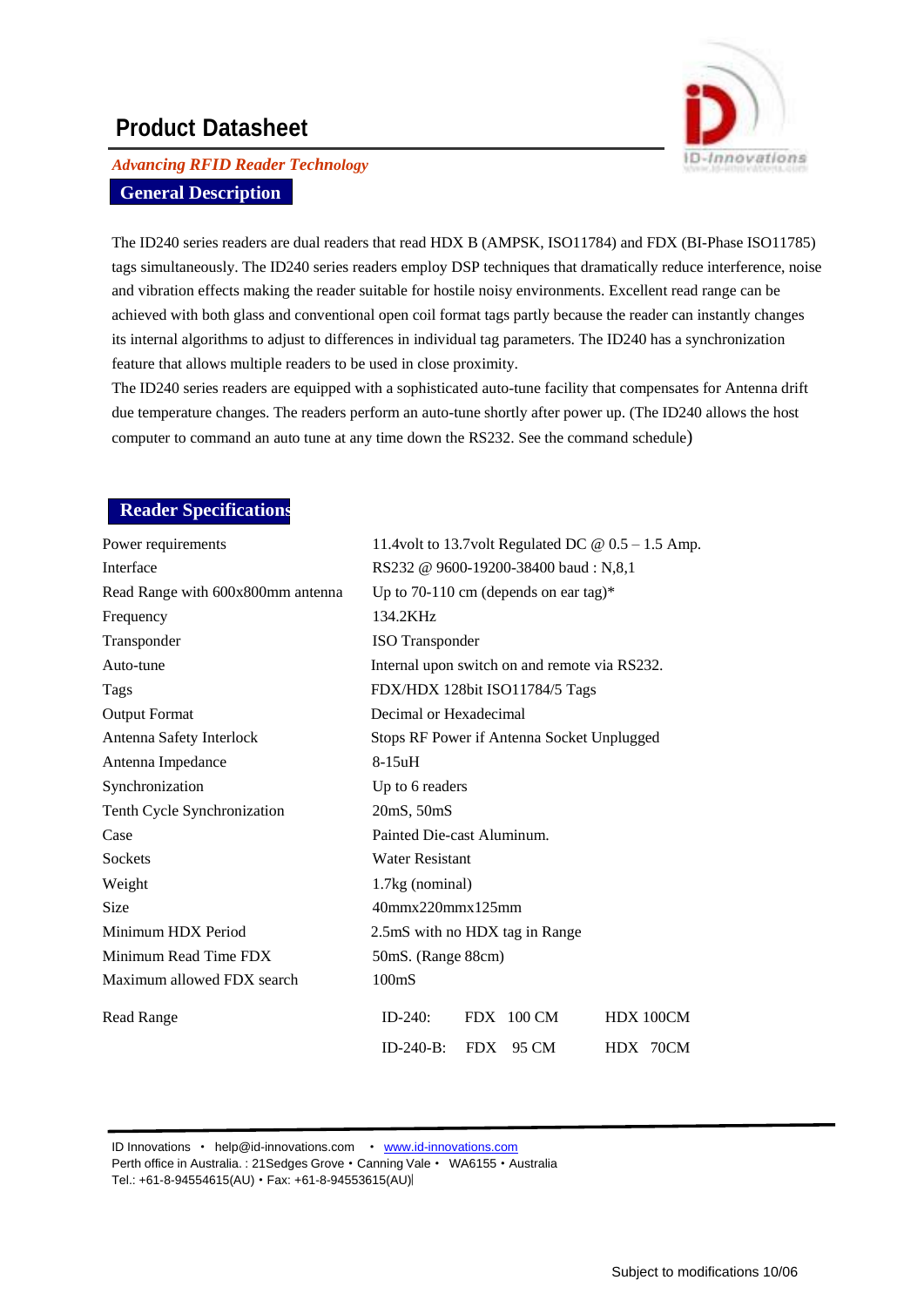# Product Datasheet

*Advancing RFID Reader Technology*

## General Description

The ID240 series readers are dual readers that read HDX B (AMPSK, ISO11784) and FDX (BI-Phase ISO11785) tags simultaneously. The ID240 series readers employ DSP techniques that dramatically reduce interference, noise and vibration effects making the reader suitable for hostile noisy environments. Excellent read range can be achieved with both glass and conventional open coil format tags partly because the reader can instantly changes its internal algorithms to adjust to differences in individual tag parameters. The ID240 has a synchronization feature that allows multiple readers to be used in close proximity.

The ID240 series readers are equipped with a sophisticated auto-tune facility that compensates for Antenna drift due temperature changes. The readers perform an auto-tune shortly after power up. (The ID240 allows the host computer to command an auto tune at any time down the RS232. See the command schedule)

## Reader Specifications

| | |
|---|---|
| Power requirements | 11.4volt to 13.7volt Regulated DC @ 0.5 – 1.5 Amp. |
| Interface | RS232 @ 9600-19200-38400 baud : N,8,1 |
| Read Range with 600x800mm antenna | Up to 70-110 cm (depends on ear tag)* |
| Frequency | 134.2KHz |
| Transponder | ISO Transponder |
| Auto-tune | Internal upon switch on and remote via RS232. |
| Tags | FDX/HDX 128bit ISO11784/5 Tags |
| Output Format | Decimal or Hexadecimal |
| Antenna Safety Interlock | Stops RF Power if Antenna Socket Unplugged |
| Antenna Impedance | 8-15uH |
| Synchronization | Up to 6 readers |
| Tenth Cycle Synchronization | 20mS, 50mS |
| Case | Painted Die-cast Aluminum. |
| Sockets | Water Resistant |
| Weight | 1.7kg (nominal) |
| Size | 40mmx220mmx125mm |
| Minimum HDX Period | 2.5mS with no HDX tag in Range |
| Minimum Read Time FDX | 50mS. (Range 88cm) |
| Maximum allowed FDX search | 100mS |

| Read Range | | | |
|---|---|---|---|
| | ID-240: | FDX 100 CM | HDX 100CM |
| | ID-240-B: | FDX 95 CM | HDX 70CM |

ID Innovations • help@id-innovations.com • www.id-innovations.com
Perth office in Australia. : 21Sedges Grove • Canning Vale • WA6155 • Australia
Tel.: +61-8-94554615(AU) • Fax: +61-8-94553615(AU)

Subject to modifications 10/06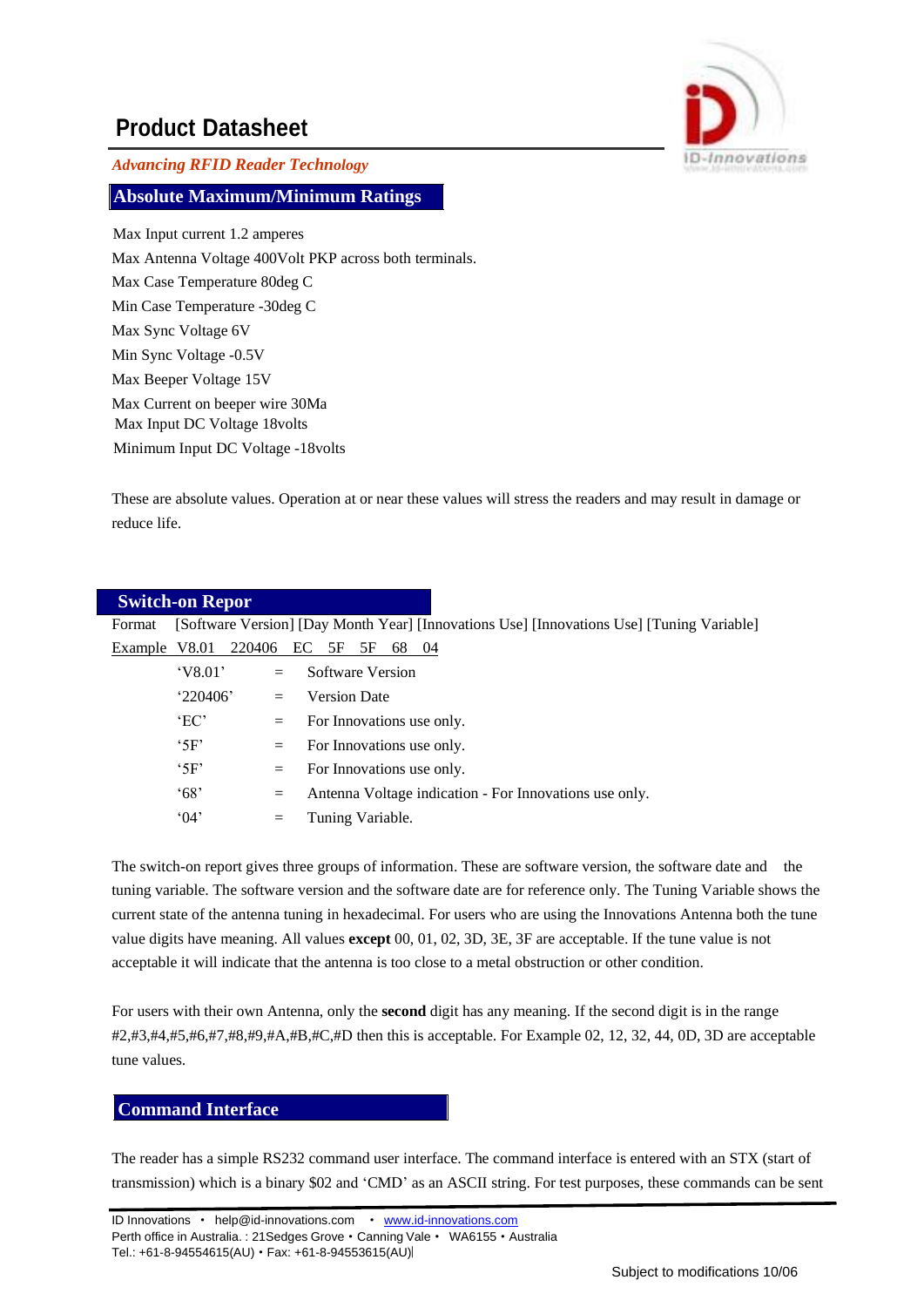## Absolute Maximum/Minimum Ratings

Max Input current 1.2 amperes
Max Antenna Voltage 400Volt PKP across both terminals.
Max Case Temperature 80deg C
Min Case Temperature -30deg C
Max Sync Voltage 6V
Min Sync Voltage -0.5V
Max Beeper Voltage 15V
Max Current on beeper wire 30Ma
Max Input DC Voltage 18volts
Minimum Input DC Voltage -18volts

These are absolute values. Operation at or near these values will stress the readers and may result in damage or reduce life.

## Switch-on Repor

Format [Software Version] [Day Month Year] [Innovations Use] [Innovations Use] [Tuning Variable]

Example V8.01 220406 EC 5F 5F 68 04

| | | |
|---|---|---|
| 'V8.01' | = | Software Version |
| '220406' | = | Version Date |
| 'EC' | = | For Innovations use only. |
| '5F' | = | For Innovations use only. |
| '5F' | = | For Innovations use only. |
| '68' | = | Antenna Voltage indication - For Innovations use only. |
| '04' | = | Tuning Variable. |

The switch-on report gives three groups of information. These are software version, the software date and the tuning variable. The software version and the software date are for reference only. The Tuning Variable shows the current state of the antenna tuning in hexadecimal. For users who are using the Innovations Antenna both the tune value digits have meaning. All values **except** 00, 01, 02, 3D, 3E, 3F are acceptable. If the tune value is not acceptable it will indicate that the antenna is too close to a metal obstruction or other condition.

For users with their own Antenna, only the **second** digit has any meaning. If the second digit is in the range #2,#3,#4,#5,#6,#7,#8,#9,#A,#B,#C,#D then this is acceptable. For Example 02, 12, 32, 44, 0D, 3D are acceptable tune values.

## Command Interface

The reader has a simple RS232 command user interface. The command interface is entered with an STX (start of transmission) which is a binary $02 and 'CMD' as an ASCII string. For test purposes, these commands can be sent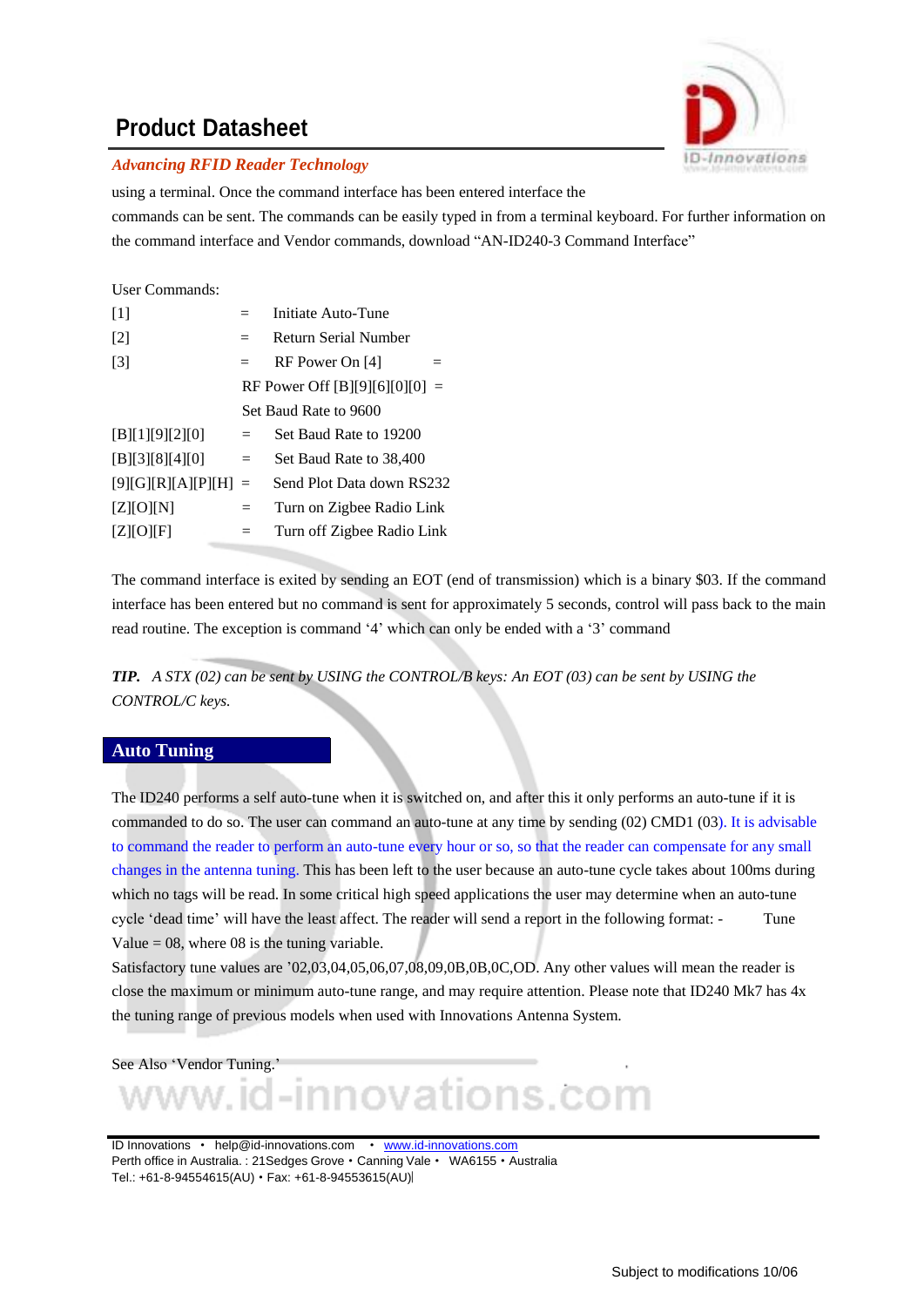using a terminal. Once the command interface has been entered interface the commands can be sent. The commands can be easily typed in from a terminal keyboard. For further information on the command interface and Vendor commands, download "AN-ID240-3 Command Interface"

User Commands:

| | | |
|---|---|---|
| [1] | = | Initiate Auto-Tune |
| [2] | = | Return Serial Number |
| [3] | = | RF Power On [4] = |
| | | RF Power Off [B][9][6][0][0] = |
| | | Set Baud Rate to 9600 |
| [B][1][9][2][0] | = | Set Baud Rate to 19200 |
| [B][3][8][4][0] | = | Set Baud Rate to 38,400 |
| [9][G][R][A][P][H] | = | Send Plot Data down RS232 |
| [Z][O][N] | = | Turn on Zigbee Radio Link |
| [Z][O][F] | = | Turn off Zigbee Radio Link |

The command interface is exited by sending an EOT (end of transmission) which is a binary $03. If the command interface has been entered but no command is sent for approximately 5 seconds, control will pass back to the main read routine. The exception is command '4' which can only be ended with a '3' command

***TIP.*** *A STX (02) can be sent by USING the CONTROL/B keys: An EOT (03) can be sent by USING the CONTROL/C keys.*

## Auto Tuning

The ID240 performs a self auto-tune when it is switched on, and after this it only performs an auto-tune if it is commanded to do so. The user can command an auto-tune at any time by sending (02) CMD1 (03). It is advisable to command the reader to perform an auto-tune every hour or so, so that the reader can compensate for any small changes in the antenna tuning. This has been left to the user because an auto-tune cycle takes about 100ms during which no tags will be read. In some critical high speed applications the user may determine when an auto-tune cycle 'dead time' will have the least affect. The reader will send a report in the following format: - Tune Value = 08, where 08 is the tuning variable.

Satisfactory tune values are '02,03,04,05,06,07,08,09,0B,0B,0C,OD. Any other values will mean the reader is close the maximum or minimum auto-tune range, and may require attention. Please note that ID240 Mk7 has 4x the tuning range of previous models when used with Innovations Antenna System.

See Also 'Vendor Tuning.'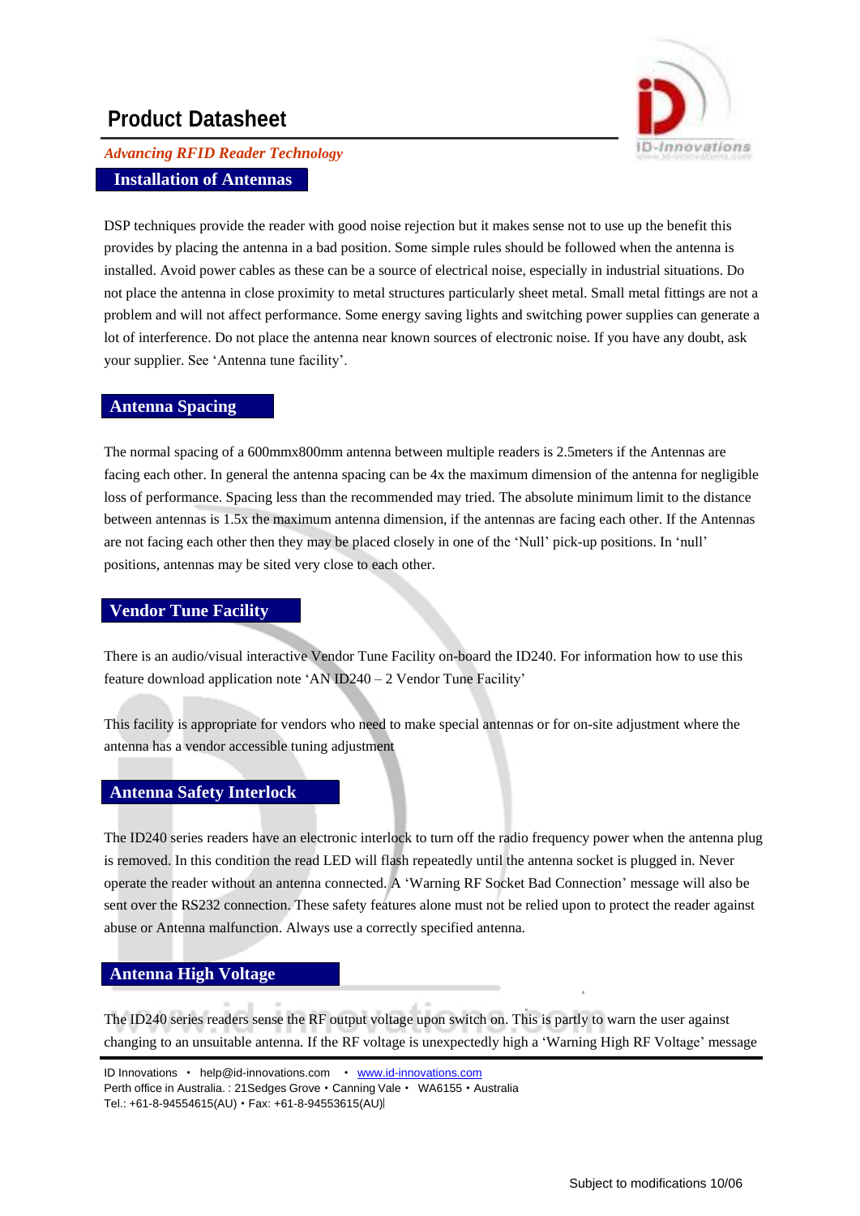## Installation of Antennas

DSP techniques provide the reader with good noise rejection but it makes sense not to use up the benefit this provides by placing the antenna in a bad position. Some simple rules should be followed when the antenna is installed. Avoid power cables as these can be a source of electrical noise, especially in industrial situations. Do not place the antenna in close proximity to metal structures particularly sheet metal. Small metal fittings are not a problem and will not affect performance. Some energy saving lights and switching power supplies can generate a lot of interference. Do not place the antenna near known sources of electronic noise. If you have any doubt, ask your supplier. See 'Antenna tune facility'.

## Antenna Spacing

The normal spacing of a 600mmx800mm antenna between multiple readers is 2.5meters if the Antennas are facing each other. In general the antenna spacing can be 4x the maximum dimension of the antenna for negligible loss of performance. Spacing less than the recommended may tried. The absolute minimum limit to the distance between antennas is 1.5x the maximum antenna dimension, if the antennas are facing each other. If the Antennas are not facing each other then they may be placed closely in one of the 'Null' pick-up positions. In 'null' positions, antennas may be sited very close to each other.

## Vendor Tune Facility

There is an audio/visual interactive Vendor Tune Facility on-board the ID240. For information how to use this feature download application note 'AN ID240 – 2 Vendor Tune Facility'

This facility is appropriate for vendors who need to make special antennas or for on-site adjustment where the antenna has a vendor accessible tuning adjustment

## Antenna Safety Interlock

The ID240 series readers have an electronic interlock to turn off the radio frequency power when the antenna plug is removed. In this condition the read LED will flash repeatedly until the antenna socket is plugged in. Never operate the reader without an antenna connected. A 'Warning RF Socket Bad Connection' message will also be sent over the RS232 connection. These safety features alone must not be relied upon to protect the reader against abuse or Antenna malfunction. Always use a correctly specified antenna.

## Antenna High Voltage

The ID240 series readers sense the RF output voltage upon switch on. This is partly to warn the user against changing to an unsuitable antenna. If the RF voltage is unexpectedly high a 'Warning High RF Voltage' message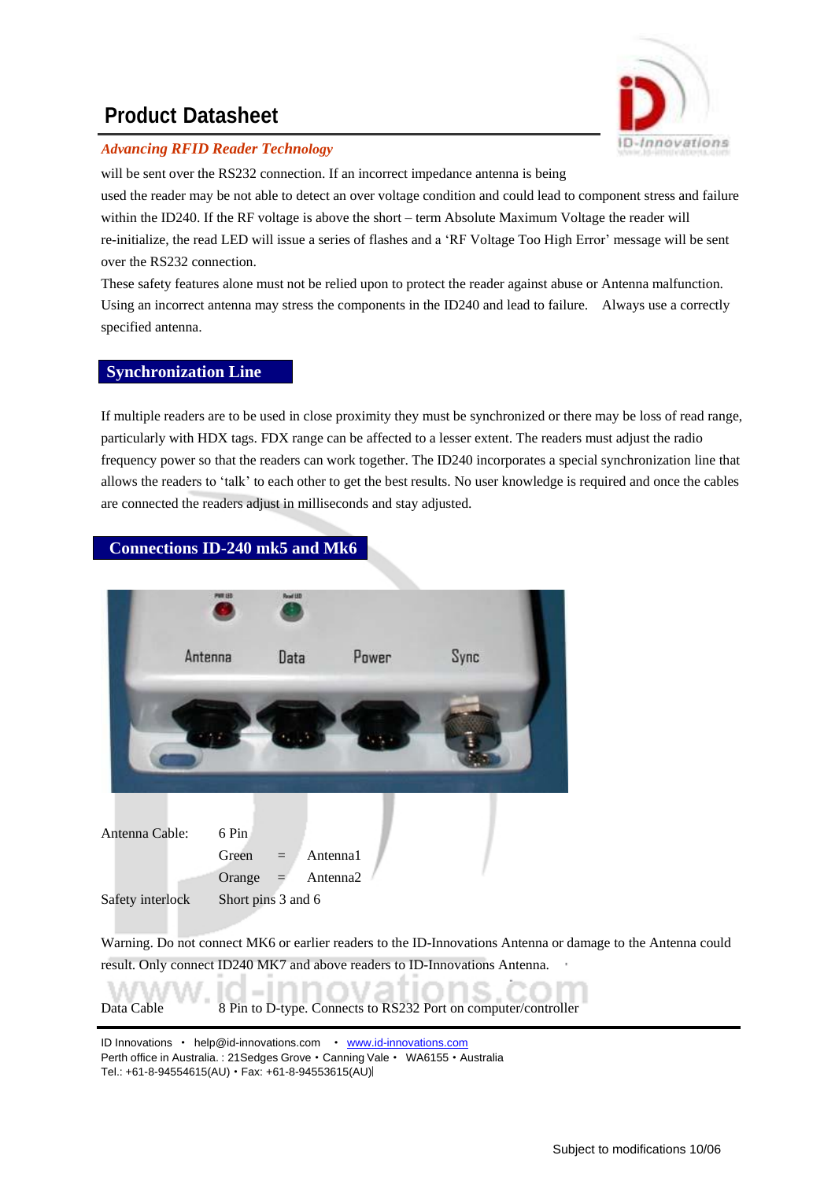will be sent over the RS232 connection. If an incorrect impedance antenna is being used the reader may be not able to detect an over voltage condition and could lead to component stress and failure within the ID240. If the RF voltage is above the short – term Absolute Maximum Voltage the reader will re-initialize, the read LED will issue a series of flashes and a 'RF Voltage Too High Error' message will be sent over the RS232 connection.

These safety features alone must not be relied upon to protect the reader against abuse or Antenna malfunction. Using an incorrect antenna may stress the components in the ID240 and lead to failure. Always use a correctly specified antenna.

## Synchronization Line

If multiple readers are to be used in close proximity they must be synchronized or there may be loss of read range, particularly with HDX tags. FDX range can be affected to a lesser extent. The readers must adjust the radio frequency power so that the readers can work together. The ID240 incorporates a special synchronization line that allows the readers to 'talk' to each other to get the best results. No user knowledge is required and once the cables are connected the readers adjust in milliseconds and stay adjusted.

## Connections ID-240 mk5 and Mk6

| | | | |
|---|---|---|---|
| Antenna Cable: | 6 Pin | | |
| | Green | = | Antenna1 |
| | Orange | = | Antenna2 |
| Safety interlock | Short pins 3 and 6 | | |

Warning. Do not connect MK6 or earlier readers to the ID-Innovations Antenna or damage to the Antenna could result. Only connect ID240 MK7 and above readers to ID-Innovations Antenna.

Data Cable 8 Pin to D-type. Connects to RS232 Port on computer/controller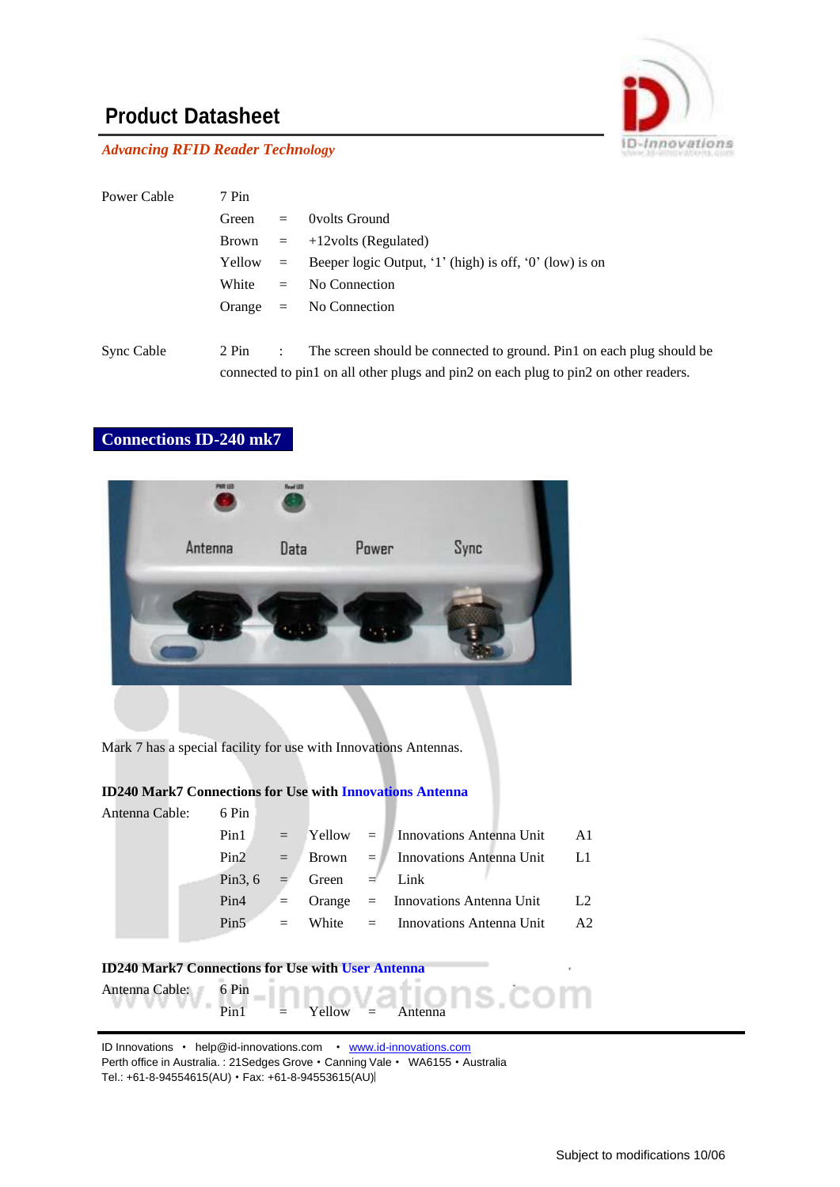Power Cable 7 Pin

| | | |
|---|---|---|
| Green | = | 0volts Ground |
| Brown | = | +12volts (Regulated) |
| Yellow | = | Beeper logic Output, '1' (high) is off, '0' (low) is on |
| White | = | No Connection |
| Orange | = | No Connection |

Sync Cable 2 Pin : The screen should be connected to ground. Pin1 on each plug should be connected to pin1 on all other plugs and pin2 on each plug to pin2 on other readers.

## Connections ID-240 mk7

Mark 7 has a special facility for use with Innovations Antennas.

**ID240 Mark7 Connections for Use with Innovations Antenna**

Antenna Cable: 6 Pin

| | | | | | |
|---|---|---|---|---|---|
| Pin1 | = | Yellow | = | Innovations Antenna Unit | A1 |
| Pin2 | = | Brown | = | Innovations Antenna Unit | L1 |
| Pin3, 6 | = | Green | = | Link | |
| Pin4 | = | Orange | = | Innovations Antenna Unit | L2 |
| Pin5 | = | White | = | Innovations Antenna Unit | A2 |

**ID240 Mark7 Connections for Use with User Antenna**

Antenna Cable: 6 Pin

| | | | | |
|---|---|---|---|---|
| Pin1 | = | Yellow | = | Antenna |

ID Innovations • help@id-innovations.com • www.id-innovations.com
Perth office in Australia. : 21Sedges Grove • Canning Vale • WA6155 • Australia
Tel.: +61-8-94554615(AU) • Fax: +61-8-94553615(AU)

Subject to modifications 10/06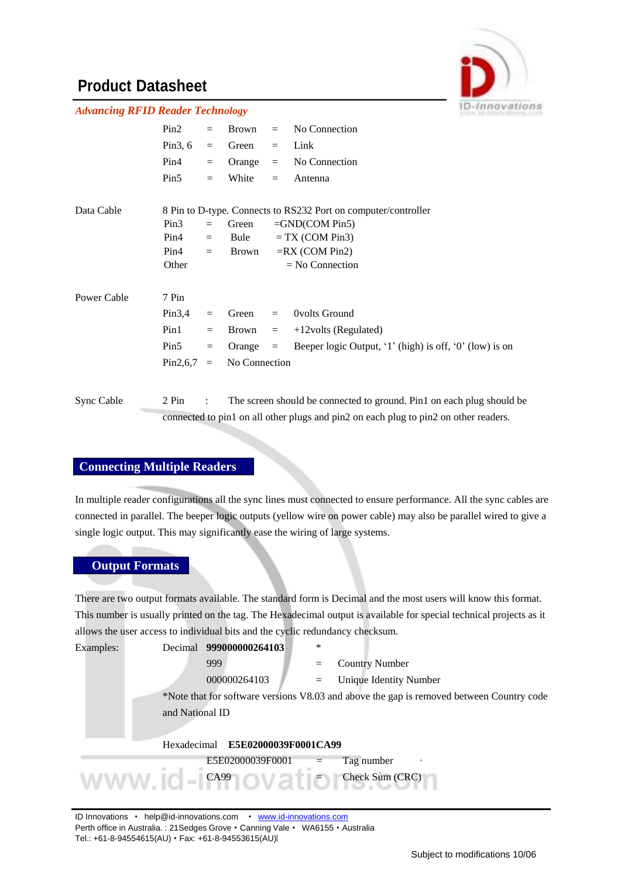| | Pin2 | = | Brown | = | No Connection |
|---|---|---|---|---|---|
| | Pin3, 6 | = | Green | = | Link |
| | Pin4 | = | Orange | = | No Connection |
| | Pin5 | = | White | = | Antenna |

Data Cable — 8 Pin to D-type. Connects to RS232 Port on computer/controller

| Pin | | Colour | Connection |
|---|---|---|---|
| Pin3 | = | Green | =GND(COM Pin5) |
| Pin4 | = | Bule | = TX (COM Pin3) |
| Pin4 | = | Brown | =RX (COM Pin2) |
| Other | | | = No Connection |

Power Cable — 7 Pin

| Pin | | Colour | | Function |
|---|---|---|---|---|
| Pin3,4 | = | Green | = | 0volts Ground |
| Pin1 | = | Brown | = | +12volts (Regulated) |
| Pin5 | = | Orange | = | Beeper logic Output, '1' (high) is off, '0' (low) is on |
| Pin2,6,7 | = | No Connection | | |

Sync Cable — 2 Pin : The screen should be connected to ground. Pin1 on each plug should be connected to pin1 on all other plugs and pin2 on each plug to pin2 on other readers.

## Connecting Multiple Readers

In multiple reader configurations all the sync lines must connected to ensure performance. All the sync cables are connected in parallel. The beeper logic outputs (yellow wire on power cable) may also be parallel wired to give a single logic output. This may significantly ease the wiring of large systems.

## Output Formats

There are two output formats available. The standard form is Decimal and the most users will know this format. This number is usually printed on the tag. The Hexadecimal output is available for special technical projects as it allows the user access to individual bits and the cyclic redundancy checksum.

Examples: Decimal **999000000264103** *

| | | |
|---|---|---|
| 999 | = | Country Number |
| 000000264103 | = | Unique Identity Number |

*Note that for software versions V8.03 and above the gap is removed between Country code and National ID

Hexadecimal **E5E02000039F0001CA99**

| | | |
|---|---|---|
| E5E02000039F0001 | = | Tag number |
| CA99 | = | Check Sum (CRC) |

ID Innovations • help@id-innovations.com • www.id-innovations.com
Perth office in Australia. : 21Sedges Grove • Canning Vale • WA6155 • Australia
Tel.: +61-8-94554615(AU) • Fax: +61-8-94553615(AU)

Subject to modifications 10/06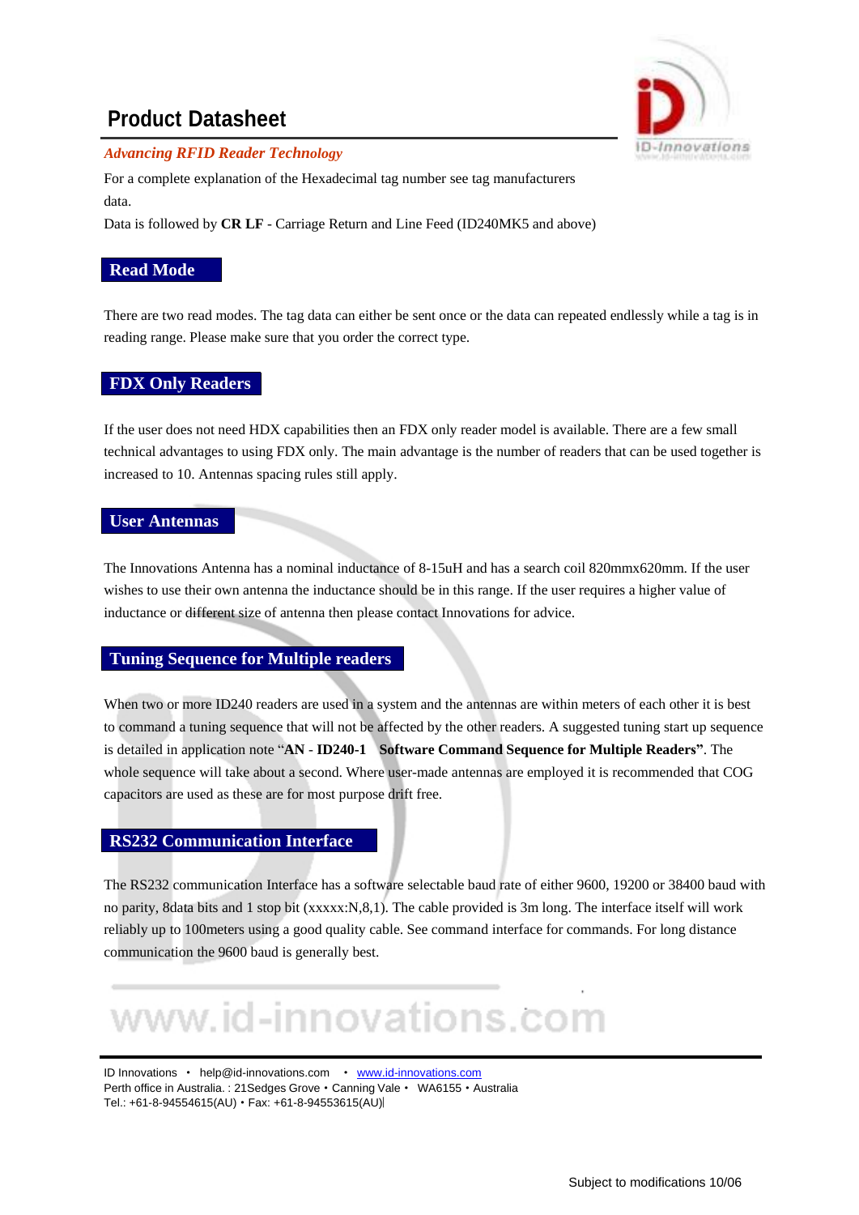For a complete explanation of the Hexadecimal tag number see tag manufacturers data.

Data is followed by **CR LF** - Carriage Return and Line Feed (ID240MK5 and above)

## Read Mode

There are two read modes. The tag data can either be sent once or the data can repeated endlessly while a tag is in reading range. Please make sure that you order the correct type.

## FDX Only Readers

If the user does not need HDX capabilities then an FDX only reader model is available. There are a few small technical advantages to using FDX only. The main advantage is the number of readers that can be used together is increased to 10. Antennas spacing rules still apply.

## User Antennas

The Innovations Antenna has a nominal inductance of 8-15uH and has a search coil 820mmx620mm. If the user wishes to use their own antenna the inductance should be in this range. If the user requires a higher value of inductance or different size of antenna then please contact Innovations for advice.

## Tuning Sequence for Multiple readers

When two or more ID240 readers are used in a system and the antennas are within meters of each other it is best to command a tuning sequence that will not be affected by the other readers. A suggested tuning start up sequence is detailed in application note "**AN - ID240-1 Software Command Sequence for Multiple Readers**". The whole sequence will take about a second. Where user-made antennas are employed it is recommended that COG capacitors are used as these are for most purpose drift free.

## RS232 Communication Interface

The RS232 communication Interface has a software selectable baud rate of either 9600, 19200 or 38400 baud with no parity, 8data bits and 1 stop bit (xxxxx:N,8,1). The cable provided is 3m long. The interface itself will work reliably up to 100meters using a good quality cable. See command interface for commands. For long distance communication the 9600 baud is generally best.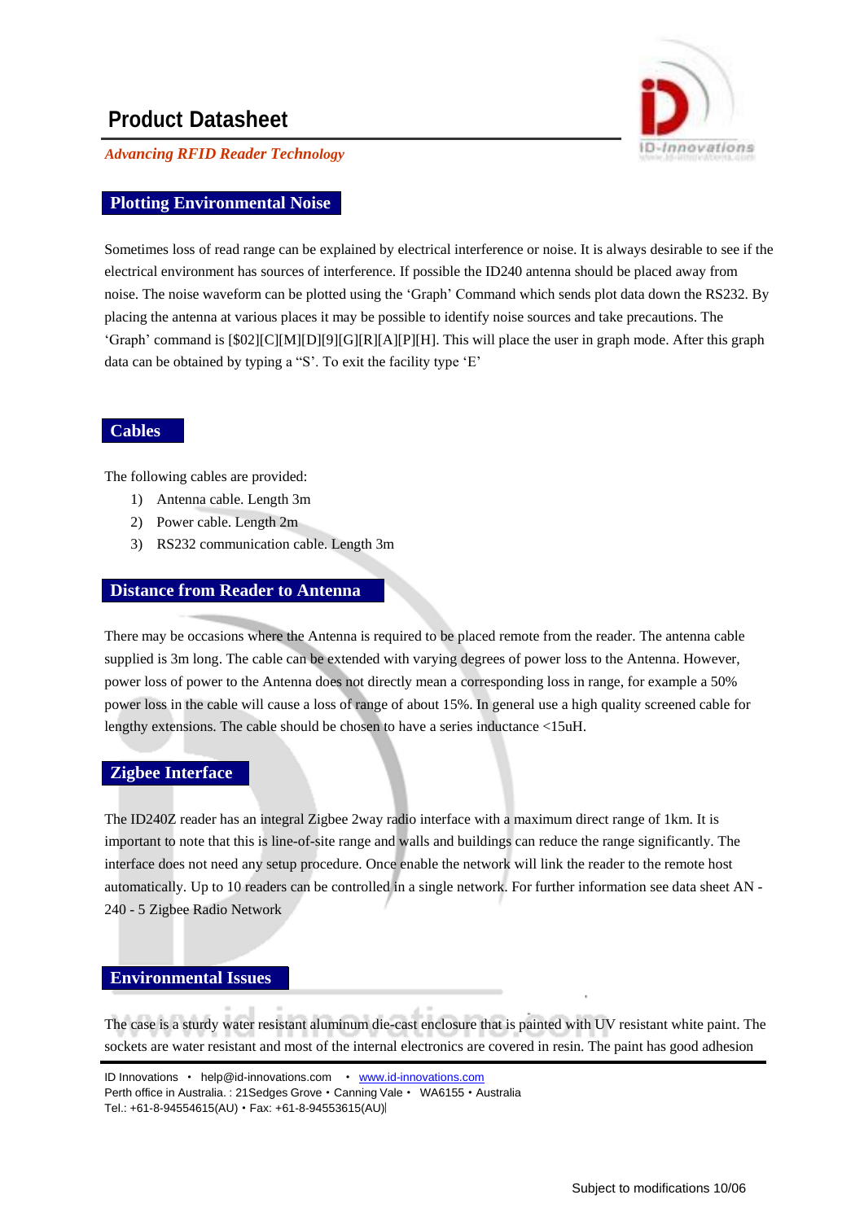## Plotting Environmental Noise

Sometimes loss of read range can be explained by electrical interference or noise. It is always desirable to see if the electrical environment has sources of interference. If possible the ID240 antenna should be placed away from noise. The noise waveform can be plotted using the 'Graph' Command which sends plot data down the RS232. By placing the antenna at various places it may be possible to identify noise sources and take precautions. The 'Graph' command is [$02][C][M][D][9][G][R][A][P][H]. This will place the user in graph mode. After this graph data can be obtained by typing a "S'. To exit the facility type 'E'

## Cables

The following cables are provided:

1) Antenna cable. Length 3m
2) Power cable. Length 2m
3) RS232 communication cable. Length 3m

## Distance from Reader to Antenna

There may be occasions where the Antenna is required to be placed remote from the reader. The antenna cable supplied is 3m long. The cable can be extended with varying degrees of power loss to the Antenna. However, power loss of power to the Antenna does not directly mean a corresponding loss in range, for example a 50% power loss in the cable will cause a loss of range of about 15%. In general use a high quality screened cable for lengthy extensions. The cable should be chosen to have a series inductance <15uH.

## Zigbee Interface

The ID240Z reader has an integral Zigbee 2way radio interface with a maximum direct range of 1km. It is important to note that this is line-of-site range and walls and buildings can reduce the range significantly. The interface does not need any setup procedure. Once enable the network will link the reader to the remote host automatically. Up to 10 readers can be controlled in a single network. For further information see data sheet AN - 240 - 5 Zigbee Radio Network

## Environmental Issues

The case is a sturdy water resistant aluminum die-cast enclosure that is painted with UV resistant white paint. The sockets are water resistant and most of the internal electronics are covered in resin. The paint has good adhesion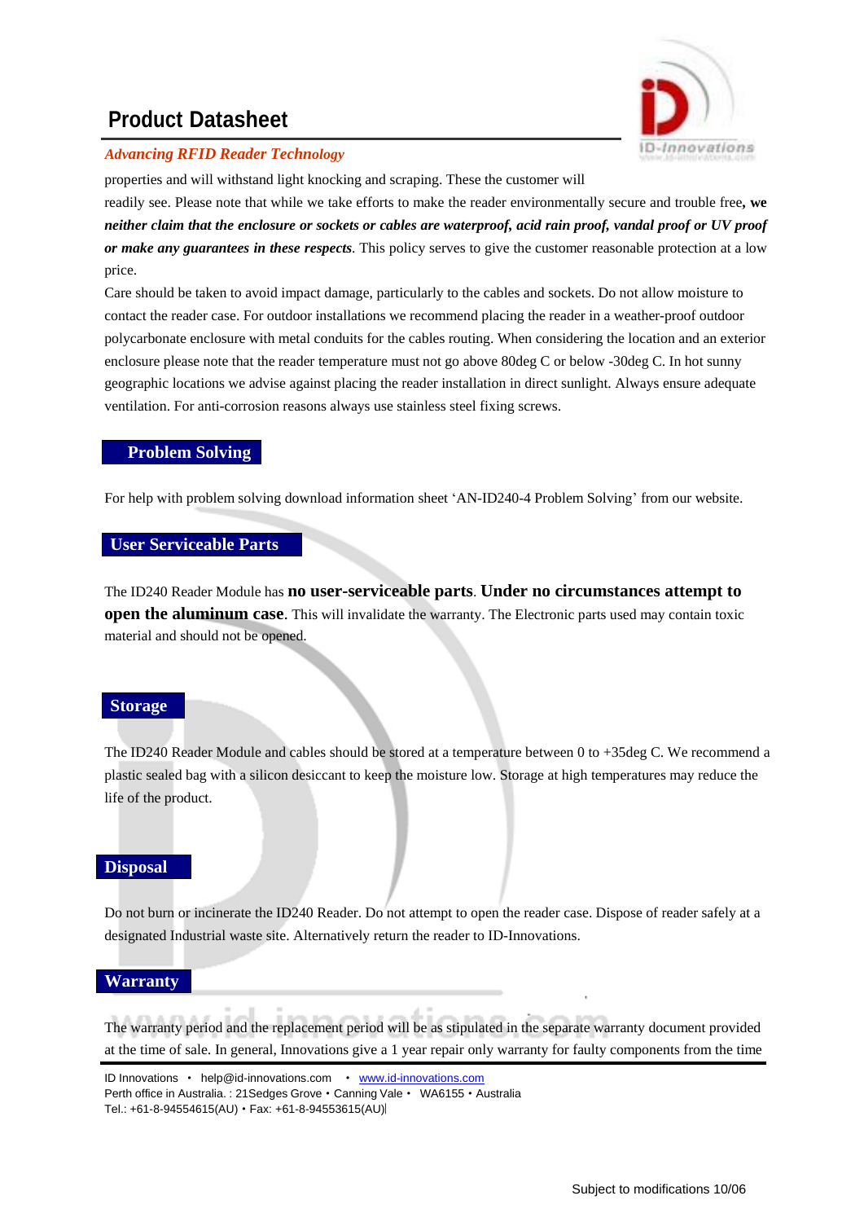properties and will withstand light knocking and scraping. These the customer will readily see. Please note that while we take efforts to make the reader environmentally secure and trouble free**, *we neither claim that the enclosure or sockets or cables are waterproof, acid rain proof, vandal proof or UV proof or make any guarantees in these respects***. This policy serves to give the customer reasonable protection at a low price.

Care should be taken to avoid impact damage, particularly to the cables and sockets. Do not allow moisture to contact the reader case. For outdoor installations we recommend placing the reader in a weather-proof outdoor polycarbonate enclosure with metal conduits for the cables routing. When considering the location and an exterior enclosure please note that the reader temperature must not go above 80deg C or below -30deg C. In hot sunny geographic locations we advise against placing the reader installation in direct sunlight. Always ensure adequate ventilation. For anti-corrosion reasons always use stainless steel fixing screws.

## Problem Solving

For help with problem solving download information sheet 'AN-ID240-4 Problem Solving' from our website.

## User Serviceable Parts

The ID240 Reader Module has **no user-serviceable parts**. **Under no circumstances attempt to open the aluminum case**. This will invalidate the warranty. The Electronic parts used may contain toxic material and should not be opened.

## Storage

The ID240 Reader Module and cables should be stored at a temperature between 0 to +35deg C. We recommend a plastic sealed bag with a silicon desiccant to keep the moisture low. Storage at high temperatures may reduce the life of the product.

## Disposal

Do not burn or incinerate the ID240 Reader. Do not attempt to open the reader case. Dispose of reader safely at a designated Industrial waste site. Alternatively return the reader to ID-Innovations.

## Warranty

The warranty period and the replacement period will be as stipulated in the separate warranty document provided at the time of sale. In general, Innovations give a 1 year repair only warranty for faulty components from the time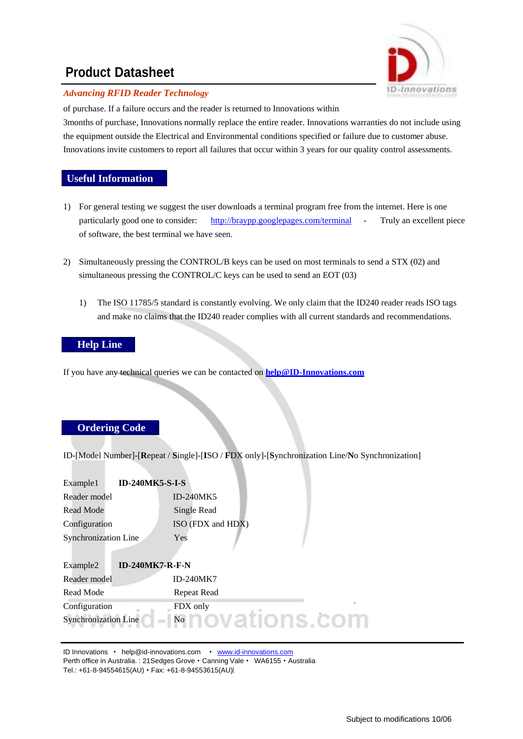of purchase. If a failure occurs and the reader is returned to Innovations within 3months of purchase, Innovations normally replace the entire reader. Innovations warranties do not include using the equipment outside the Electrical and Environmental conditions specified or failure due to customer abuse. Innovations invite customers to report all failures that occur within 3 years for our quality control assessments.

## Useful Information

1) For general testing we suggest the user downloads a terminal program free from the internet. Here is one particularly good one to consider: http://braypp.googlepages.com/terminal - Truly an excellent piece of software, the best terminal we have seen.

2) Simultaneously pressing the CONTROL/B keys can be used on most terminals to send a STX (02) and simultaneous pressing the CONTROL/C keys can be used to send an EOT (03)

   1) The ISO 11785/5 standard is constantly evolving. We only claim that the ID240 reader reads ISO tags and make no claims that the ID240 reader complies with all current standards and recommendations.

## Help Line

If you have any technical queries we can be contacted on **help@ID-Innovations.com**

## Ordering Code

ID-[Model Number]-[**R**epeat / **S**ingle]-[**I**SO / **F**DX only]-[**S**ynchronization Line/**N**o Synchronization]

Example1 **ID-240MK5-S-I-S**

| | |
|---|---|
| Reader model | ID-240MK5 |
| Read Mode | Single Read |
| Configuration | ISO (FDX and HDX) |
| Synchronization Line | Yes |

Example2 **ID-240MK7-R-F-N**

| | |
|---|---|
| Reader model | ID-240MK7 |
| Read Mode | Repeat Read |
| Configuration | FDX only |
| Synchronization Line | No |

ID Innovations • help@id-innovations.com • www.id-innovations.com
Perth office in Australia. : 21Sedges Grove • Canning Vale • WA6155 • Australia
Tel.: +61-8-94554615(AU) • Fax: +61-8-94553615(AU)

Subject to modifications 10/06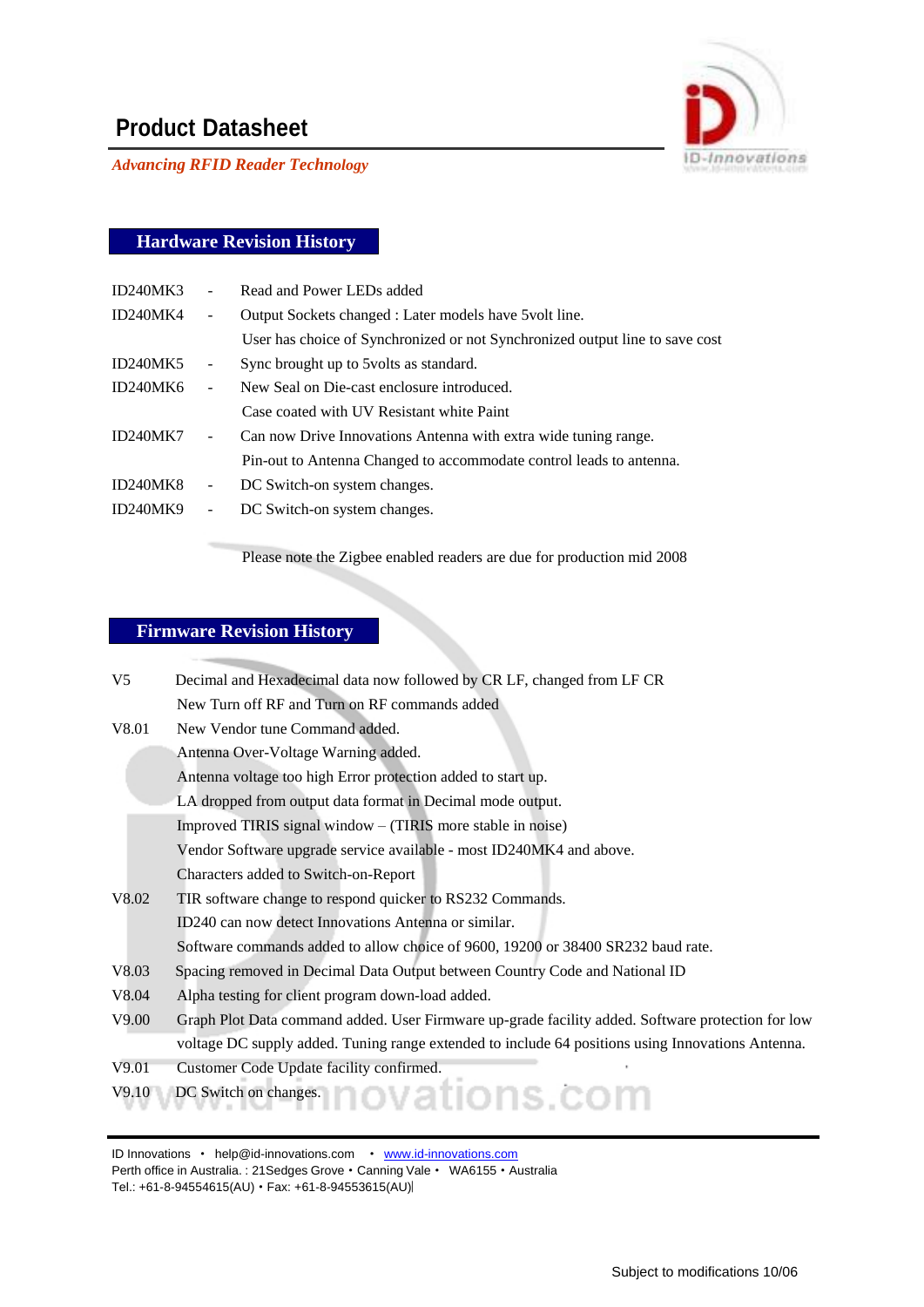## Hardware Revision History

| | | |
|---|---|---|
| ID240MK3 | - | Read and Power LEDs added |
| ID240MK4 | - | Output Sockets changed : Later models have 5volt line. |
| | | User has choice of Synchronized or not Synchronized output line to save cost |
| ID240MK5 | - | Sync brought up to 5volts as standard. |
| ID240MK6 | - | New Seal on Die-cast enclosure introduced. |
| | | Case coated with UV Resistant white Paint |
| ID240MK7 | - | Can now Drive Innovations Antenna with extra wide tuning range. |
| | | Pin-out to Antenna Changed to accommodate control leads to antenna. |
| ID240MK8 | - | DC Switch-on system changes. |
| ID240MK9 | - | DC Switch-on system changes. |

Please note the Zigbee enabled readers are due for production mid 2008

## Firmware Revision History

| | |
|---|---|
| V5 | Decimal and Hexadecimal data now followed by CR LF, changed from LF CR |
| | New Turn off RF and Turn on RF commands added |
| V8.01 | New Vendor tune Command added. |
| | Antenna Over-Voltage Warning added. |
| | Antenna voltage too high Error protection added to start up. |
| | LA dropped from output data format in Decimal mode output. |
| | Improved TIRIS signal window – (TIRIS more stable in noise) |
| | Vendor Software upgrade service available - most ID240MK4 and above. |
| | Characters added to Switch-on-Report |
| V8.02 | TIR software change to respond quicker to RS232 Commands. |
| | ID240 can now detect Innovations Antenna or similar. |
| | Software commands added to allow choice of 9600, 19200 or 38400 SR232 baud rate. |
| V8.03 | Spacing removed in Decimal Data Output between Country Code and National ID |
| V8.04 | Alpha testing for client program down-load added. |
| V9.00 | Graph Plot Data command added. User Firmware up-grade facility added. Software protection for low voltage DC supply added. Tuning range extended to include 64 positions using Innovations Antenna. |
| V9.01 | Customer Code Update facility confirmed. |
| V9.10 | DC Switch on changes. |

ID Innovations • help@id-innovations.com • www.id-innovations.com
Perth office in Australia. : 21Sedges Grove • Canning Vale • WA6155 • Australia
Tel.: +61-8-94554615(AU) • Fax: +61-8-94553615(AU)

Subject to modifications 10/06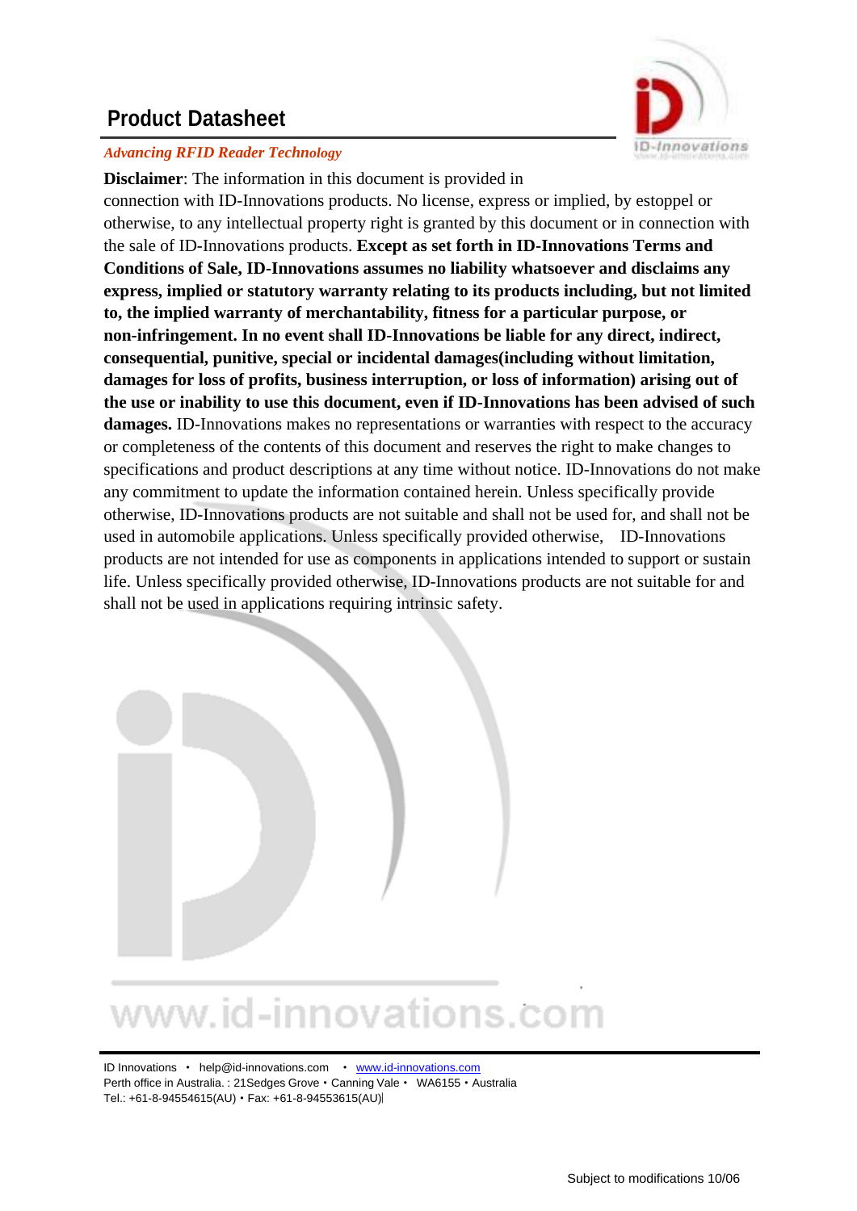# Product Datasheet

*Advancing RFID Reader Technology*

**Disclaimer**: The information in this document is provided in connection with ID-Innovations products. No license, express or implied, by estoppel or otherwise, to any intellectual property right is granted by this document or in connection with the sale of ID-Innovations products. **Except as set forth in ID-Innovations Terms and Conditions of Sale, ID-Innovations assumes no liability whatsoever and disclaims any express, implied or statutory warranty relating to its products including, but not limited to, the implied warranty of merchantability, fitness for a particular purpose, or non-infringement. In no event shall ID-Innovations be liable for any direct, indirect, consequential, punitive, special or incidental damages(including without limitation, damages for loss of profits, business interruption, or loss of information) arising out of the use or inability to use this document, even if ID-Innovations has been advised of such damages.** ID-Innovations makes no representations or warranties with respect to the accuracy or completeness of the contents of this document and reserves the right to make changes to specifications and product descriptions at any time without notice. ID-Innovations do not make any commitment to update the information contained herein. Unless specifically provide otherwise, ID-Innovations products are not suitable and shall not be used for, and shall not be used in automobile applications. Unless specifically provided otherwise, ID-Innovations products are not intended for use as components in applications intended to support or sustain life. Unless specifically provided otherwise, ID-Innovations products are not suitable for and shall not be used in applications requiring intrinsic safety.

www.id-innovations.com

ID Innovations • help@id-innovations.com • www.id-innovations.com
Perth office in Australia. : 21Sedges Grove • Canning Vale • WA6155 • Australia
Tel.: +61-8-94554615(AU) • Fax: +61-8-94553615(AU)

Subject to modifications 10/06